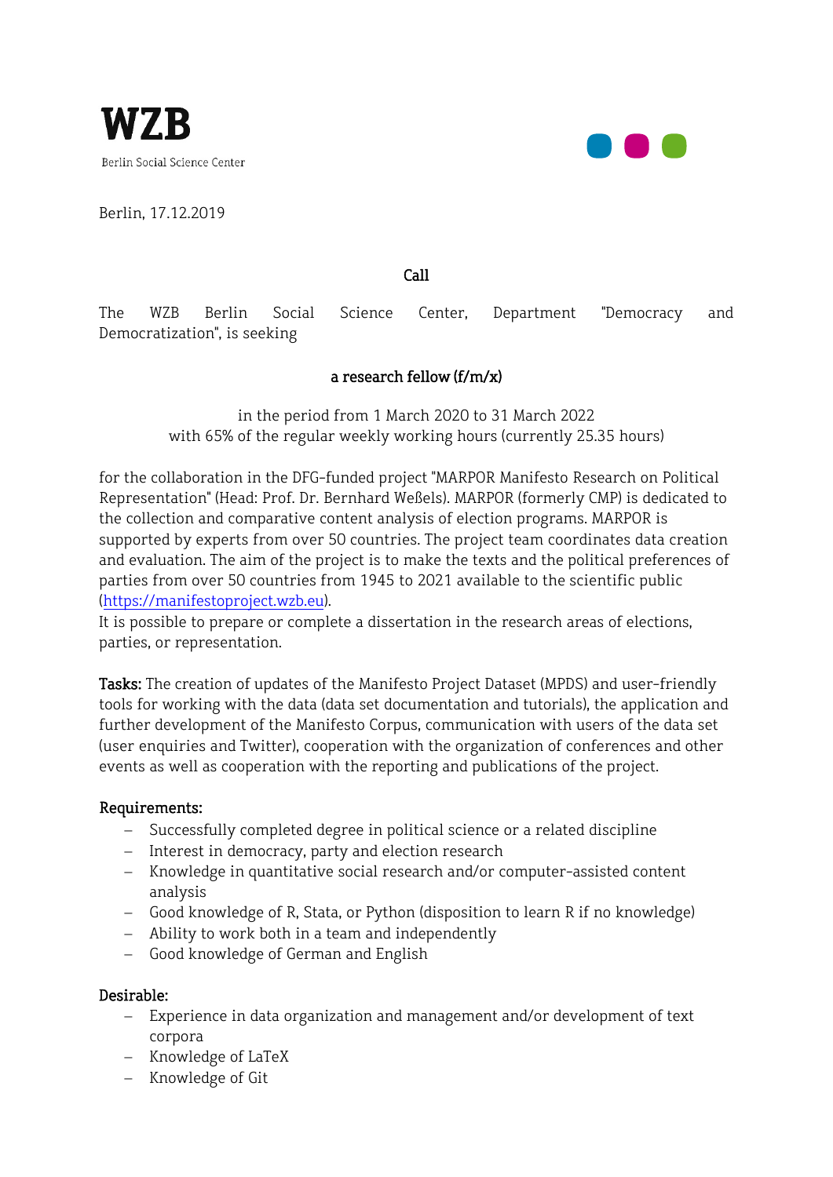**WZB**

Berlin Social Science Center

Berlin, 17.12.2019

**Call**

The WZB Berlin Social Science Center, Department "Democracy and Democratization", is seeking

**a research fellow (f/m/x)**

in the period from 1 March 2020 to 31 March 2022
with 65% of the regular weekly working hours (currently 25.35 hours)

for the collaboration in the DFG-funded project "MARPOR Manifesto Research on Political Representation" (Head: Prof. Dr. Bernhard Weßels). MARPOR (formerly CMP) is dedicated to the collection and comparative content analysis of election programs. MARPOR is supported by experts from over 50 countries. The project team coordinates data creation and evaluation. The aim of the project is to make the texts and the political preferences of parties from over 50 countries from 1945 to 2021 available to the scientific public (https://manifestoproject.wzb.eu).
It is possible to prepare or complete a dissertation in the research areas of elections, parties, or representation.

**Tasks:** The creation of updates of the Manifesto Project Dataset (MPDS) and user-friendly tools for working with the data (data set documentation and tutorials), the application and further development of the Manifesto Corpus, communication with users of the data set (user enquiries and Twitter), cooperation with the organization of conferences and other events as well as cooperation with the reporting and publications of the project.

**Requirements:**

- Successfully completed degree in political science or a related discipline
- Interest in democracy, party and election research
- Knowledge in quantitative social research and/or computer-assisted content analysis
- Good knowledge of R, Stata, or Python (disposition to learn R if no knowledge)
- Ability to work both in a team and independently
- Good knowledge of German and English

**Desirable:**

- Experience in data organization and management and/or development of text corpora
- Knowledge of LaTeX
- Knowledge of Git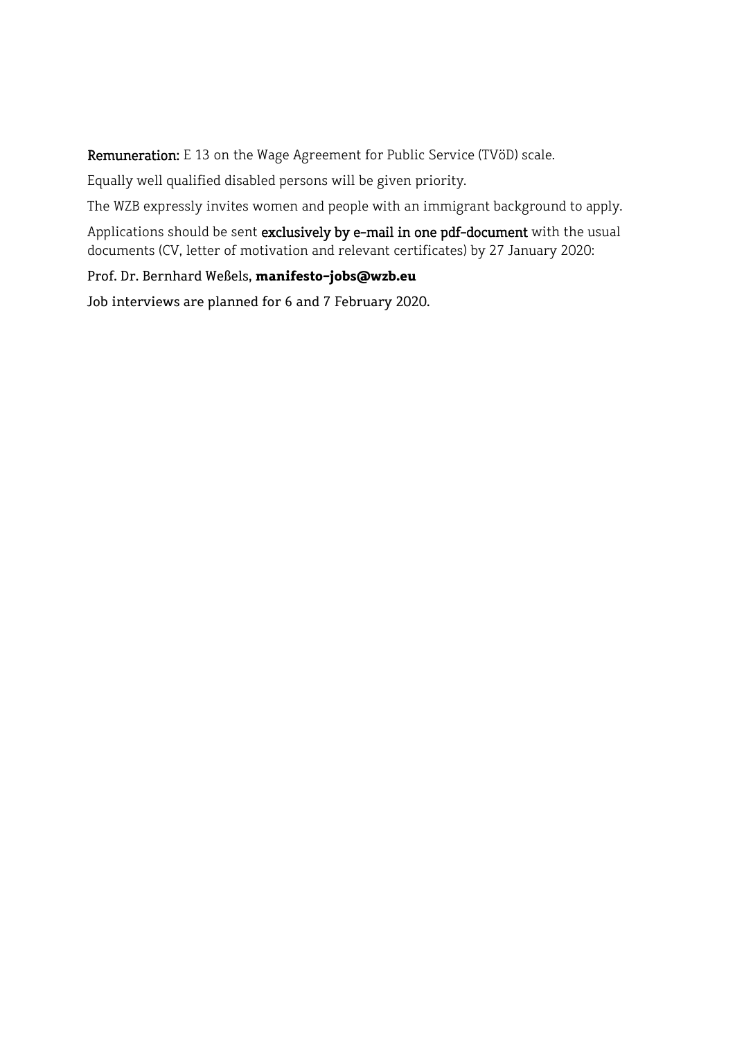**Remuneration:** E 13 on the Wage Agreement for Public Service (TVöD) scale.

Equally well qualified disabled persons will be given priority.

The WZB expressly invites women and people with an immigrant background to apply.

Applications should be sent **exclusively by e-mail in one pdf-document** with the usual documents (CV, letter of motivation and relevant certificates) by 27 January 2020:

Prof. Dr. Bernhard Weßels, **manifesto-jobs@wzb.eu**

Job interviews are planned for 6 and 7 February 2020.